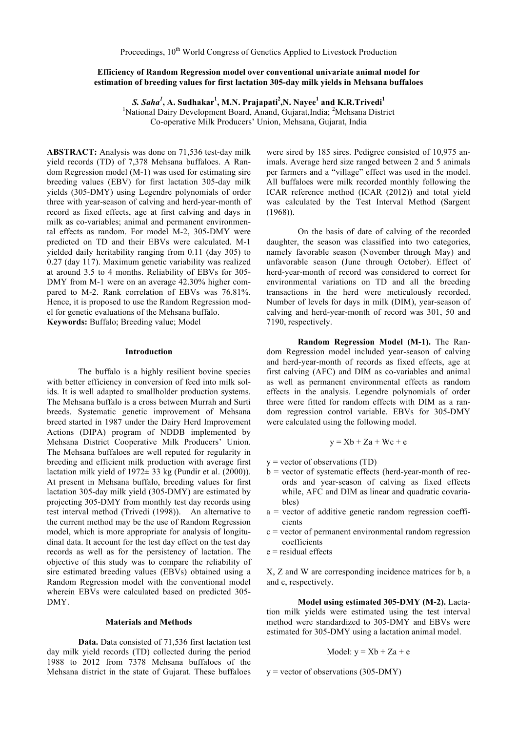# Efficiency of Random Regression model over conventional univariate animal model for estimation of breeding values for first lactation 305-day milk yields in Mehsana buffaloes

***S. Saha*[1], A. Sudhakar[1], M.N. Prajapati[2], N. Nayee[1] and K.R. Trivedi[1]**

[1]National Dairy Development Board, Anand, Gujarat, India; [2]Mehsana District Co-operative Milk Producers' Union, Mehsana, Gujarat, India

**ABSTRACT:** Analysis was done on 71,536 test-day milk yield records (TD) of 7,378 Mehsana buffaloes. A Random Regression model (M-1) was used for estimating sire breeding values (EBV) for first lactation 305-day milk yields (305-DMY) using Legendre polynomials of order three with year-season of calving and herd-year-month of record as fixed effects, age at first calving and days in milk as co-variables; animal and permanent environmental effects as random. For model M-2, 305-DMY were predicted on TD and their EBVs were calculated. M-1 yielded daily heritability ranging from 0.11 (day 305) to 0.27 (day 117). Maximum genetic variability was realized at around 3.5 to 4 months. Reliability of EBVs for 305-DMY from M-1 were on an average 42.30% higher compared to M-2. Rank correlation of EBVs was 76.81%. Hence, it is proposed to use the Random Regression model for genetic evaluations of the Mehsana buffalo.

**Keywords:** Buffalo; Breeding value; Model

## Introduction

The buffalo is a highly resilient bovine species with better efficiency in conversion of feed into milk solids. It is well adapted to smallholder production systems. The Mehsana buffalo is a cross between Murrah and Surti breeds. Systematic genetic improvement of Mehsana breed started in 1987 under the Dairy Herd Improvement Actions (DIPA) program of NDDB implemented by Mehsana District Cooperative Milk Producers' Union. The Mehsana buffaloes are well reputed for regularity in breeding and efficient milk production with average first lactation milk yield of 1972± 33 kg (Pundir et al. (2000)). At present in Mehsana buffalo, breeding values for first lactation 305-day milk yield (305-DMY) are estimated by projecting 305-DMY from monthly test day records using test interval method (Trivedi (1998)). An alternative to the current method may be the use of Random Regression model, which is more appropriate for analysis of longitudinal data. It account for the test day effect on the test day records as well as for the persistency of lactation. The objective of this study was to compare the reliability of sire estimated breeding values (EBVs) obtained using a Random Regression model with the conventional model wherein EBVs were calculated based on predicted 305-DMY.

## Materials and Methods

**Data.** Data consisted of 71,536 first lactation test day milk yield records (TD) collected during the period 1988 to 2012 from 7378 Mehsana buffaloes of the Mehsana district in the state of Gujarat. These buffaloes were sired by 185 sires. Pedigree consisted of 10,975 animals. Average herd size ranged between 2 and 5 animals per farmers and a "village" effect was used in the model. All buffaloes were milk recorded monthly following the ICAR reference method (ICAR (2012)) and total yield was calculated by the Test Interval Method (Sargent (1968)).

On the basis of date of calving of the recorded daughter, the season was classified into two categories, namely favorable season (November through May) and unfavorable season (June through October). Effect of herd-year-month of record was considered to correct for environmental variations on TD and all the breeding transactions in the herd were meticulously recorded. Number of levels for days in milk (DIM), year-season of calving and herd-year-month of record was 301, 50 and 7190, respectively.

**Random Regression Model (M-1).** The Random Regression model included year-season of calving and herd-year-month of records as fixed effects, age at first calving (AFC) and DIM as co-variables and animal as well as permanent environmental effects as random effects in the analysis. Legendre polynomials of order three were fitted for random effects with DIM as a random regression control variable. EBVs for 305-DMY were calculated using the following model.

$$y = Xb + Za + Wc + e$$

- y = vector of observations (TD)
- b = vector of systematic effects (herd-year-month of records and year-season of calving as fixed effects while, AFC and DIM as linear and quadratic covariables)
- a = vector of additive genetic random regression coefficients
- c = vector of permanent environmental random regression coefficients
- e = residual effects

X, Z and W are corresponding incidence matrices for b, a and c, respectively.

**Model using estimated 305-DMY (M-2).** Lactation milk yields were estimated using the test interval method were standardized to 305-DMY and EBVs were estimated for 305-DMY using a lactation animal model.

$$\text{Model: } y = Xb + Za + e$$

y = vector of observations (305-DMY)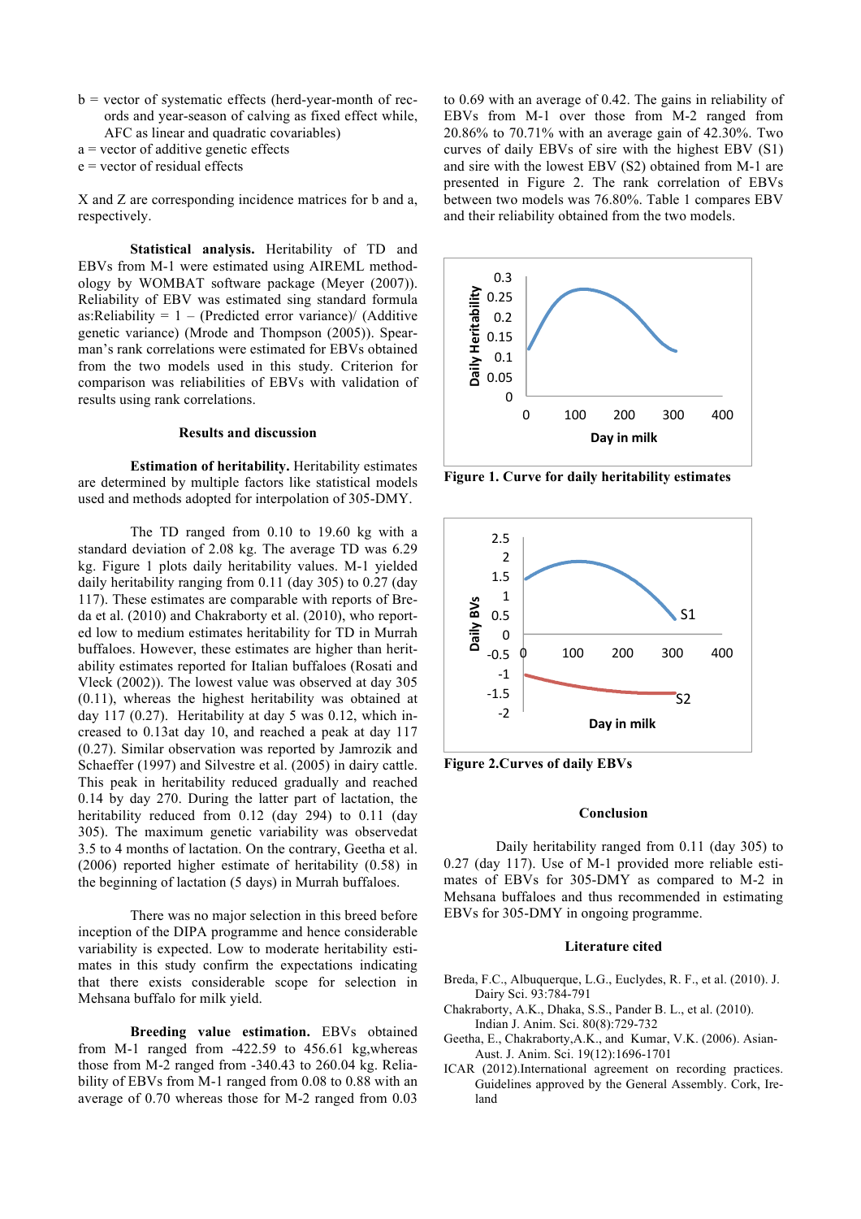b = vector of systematic effects (herd-year-month of records and year-season of calving as fixed effect while, AFC as linear and quadratic covariables)
a = vector of additive genetic effects
e = vector of residual effects

X and Z are corresponding incidence matrices for b and a, respectively.

**Statistical analysis.** Heritability of TD and EBVs from M-1 were estimated using AIREML methodology by WOMBAT software package (Meyer (2007)). Reliability of EBV was estimated sing standard formula as:Reliability = 1 – (Predicted error variance)/ (Additive genetic variance) (Mrode and Thompson (2005)). Spearman's rank correlations were estimated for EBVs obtained from the two models used in this study. Criterion for comparison was reliabilities of EBVs with validation of results using rank correlations.

## Results and discussion

**Estimation of heritability.** Heritability estimates are determined by multiple factors like statistical models used and methods adopted for interpolation of 305-DMY.

The TD ranged from 0.10 to 19.60 kg with a standard deviation of 2.08 kg. The average TD was 6.29 kg. Figure 1 plots daily heritability values. M-1 yielded daily heritability ranging from 0.11 (day 305) to 0.27 (day 117). These estimates are comparable with reports of Breda et al. (2010) and Chakraborty et al. (2010), who reported low to medium estimates heritability for TD in Murrah buffaloes. However, these estimates are higher than heritability estimates reported for Italian buffaloes (Rosati and Vleck (2002)). The lowest value was observed at day 305 (0.11), whereas the highest heritability was obtained at day 117 (0.27). Heritability at day 5 was 0.12, which increased to 0.13at day 10, and reached a peak at day 117 (0.27). Similar observation was reported by Jamrozik and Schaeffer (1997) and Silvestre et al. (2005) in dairy cattle. This peak in heritability reduced gradually and reached 0.14 by day 270. During the latter part of lactation, the heritability reduced from 0.12 (day 294) to 0.11 (day 305). The maximum genetic variability was observedat 3.5 to 4 months of lactation. On the contrary, Geetha et al. (2006) reported higher estimate of heritability (0.58) in the beginning of lactation (5 days) in Murrah buffaloes.

There was no major selection in this breed before inception of the DIPA programme and hence considerable variability is expected. Low to moderate heritability estimates in this study confirm the expectations indicating that there exists considerable scope for selection in Mehsana buffalo for milk yield.

**Breeding value estimation.** EBVs obtained from M-1 ranged from -422.59 to 456.61 kg,whereas those from M-2 ranged from -340.43 to 260.04 kg. Reliability of EBVs from M-1 ranged from 0.08 to 0.88 with an average of 0.70 whereas those for M-2 ranged from 0.03 to 0.69 with an average of 0.42. The gains in reliability of EBVs from M-1 over those from M-2 ranged from 20.86% to 70.71% with an average gain of 42.30%. Two curves of daily EBVs of sire with the highest EBV (S1) and sire with the lowest EBV (S2) obtained from M-1 are presented in Figure 2. The rank correlation of EBVs between two models was 76.80%. Table 1 compares EBV and their reliability obtained from the two models.

**Figure 1. Curve for daily heritability estimates**

**Figure 2.Curves of daily EBVs**

## Conclusion

Daily heritability ranged from 0.11 (day 305) to 0.27 (day 117). Use of M-1 provided more reliable estimates of EBVs for 305-DMY as compared to M-2 in Mehsana buffaloes and thus recommended in estimating EBVs for 305-DMY in ongoing programme.

## Literature cited

Breda, F.C., Albuquerque, L.G., Euclydes, R. F., et al. (2010). J. Dairy Sci. 93:784-791

Chakraborty, A.K., Dhaka, S.S., Pander B. L., et al. (2010). Indian J. Anim. Sci. 80(8):729-732

Geetha, E., Chakraborty,A.K., and Kumar, V.K. (2006). Asian-Aust. J. Anim. Sci. 19(12):1696-1701

ICAR (2012).International agreement on recording practices. Guidelines approved by the General Assembly. Cork, Ireland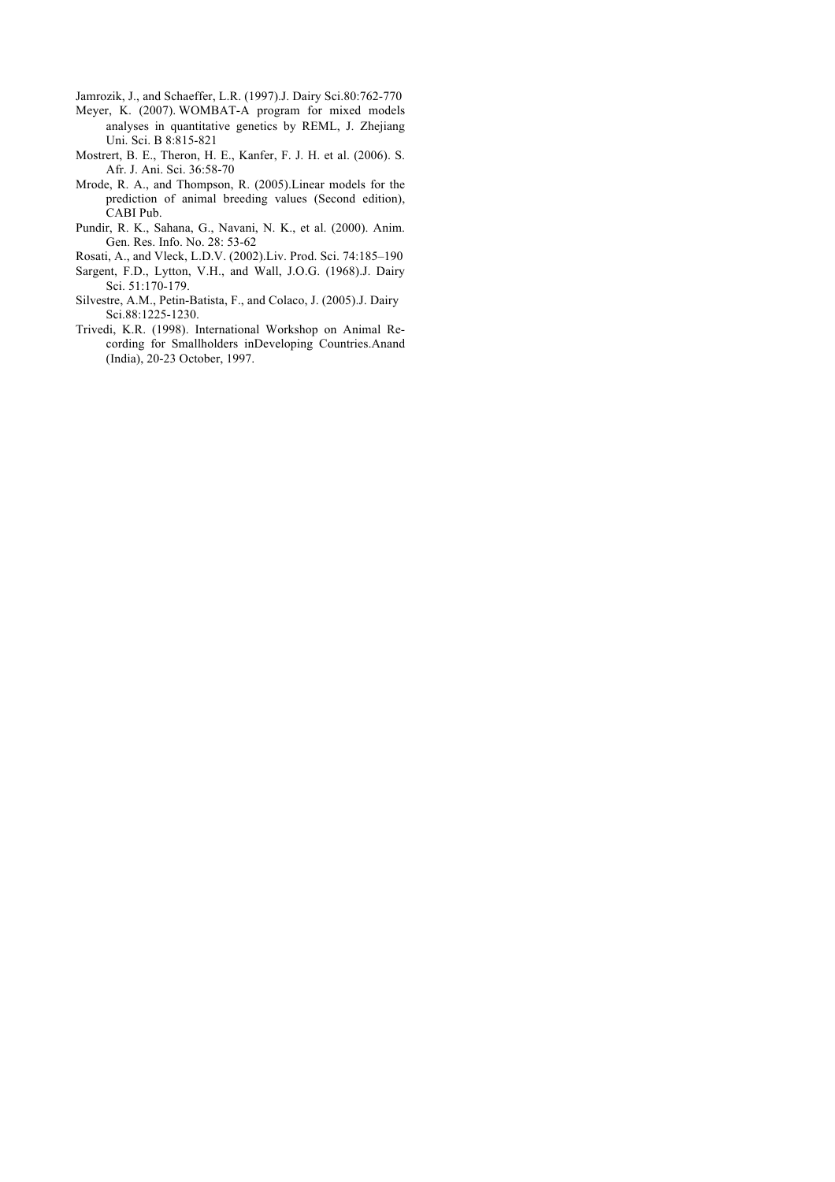Jamrozik, J., and Schaeffer, L.R. (1997).J. Dairy Sci.80:762-770

Meyer, K. (2007). WOMBAT-A program for mixed models analyses in quantitative genetics by REML, J. Zhejiang Uni. Sci. B 8:815-821

Mostrert, B. E., Theron, H. E., Kanfer, F. J. H. et al. (2006). S. Afr. J. Ani. Sci. 36:58-70

Mrode, R. A., and Thompson, R. (2005).Linear models for the prediction of animal breeding values (Second edition), CABI Pub.

Pundir, R. K., Sahana, G., Navani, N. K., et al. (2000). Anim. Gen. Res. Info. No. 28: 53-62

Rosati, A., and Vleck, L.D.V. (2002).Liv. Prod. Sci. 74:185–190

Sargent, F.D., Lytton, V.H., and Wall, J.O.G. (1968).J. Dairy Sci. 51:170-179.

Silvestre, A.M., Petin-Batista, F., and Colaco, J. (2005).J. Dairy Sci.88:1225-1230.

Trivedi, K.R. (1998). International Workshop on Animal Recording for Smallholders inDeveloping Countries.Anand (India), 20-23 October, 1997.